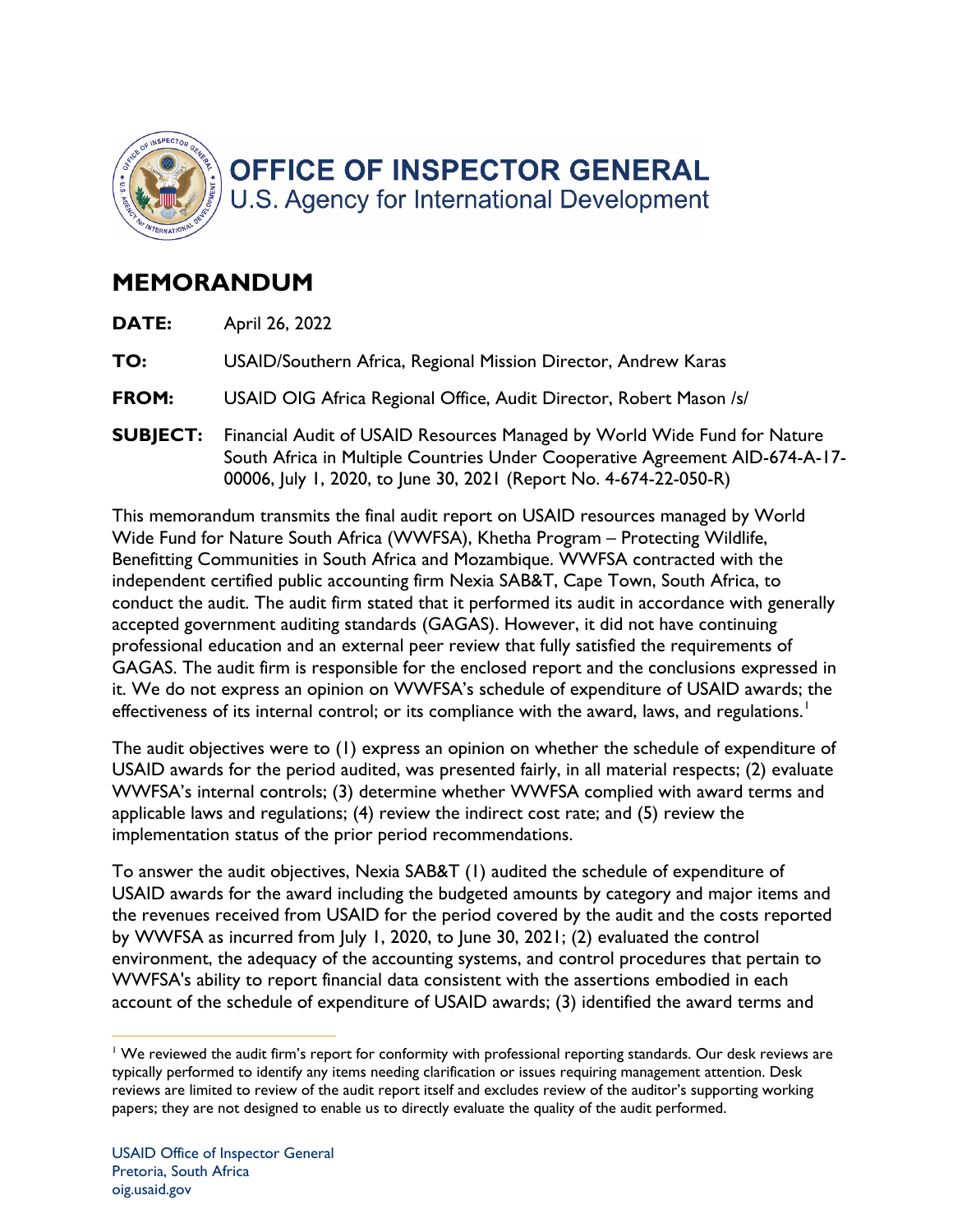# OFFICE OF INSPECTOR GENERAL

U.S. Agency for International Development

## MEMORANDUM

**DATE:** April 26, 2022

**TO:** USAID/Southern Africa, Regional Mission Director, Andrew Karas

**FROM:** USAID OIG Africa Regional Office, Audit Director, Robert Mason /s/

**SUBJECT:** Financial Audit of USAID Resources Managed by World Wide Fund for Nature South Africa in Multiple Countries Under Cooperative Agreement AID-674-A-17-00006, July 1, 2020, to June 30, 2021 (Report No. 4-674-22-050-R)

This memorandum transmits the final audit report on USAID resources managed by World Wide Fund for Nature South Africa (WWFSA), Khetha Program – Protecting Wildlife, Benefitting Communities in South Africa and Mozambique. WWFSA contracted with the independent certified public accounting firm Nexia SAB&T, Cape Town, South Africa, to conduct the audit. The audit firm stated that it performed its audit in accordance with generally accepted government auditing standards (GAGAS). However, it did not have continuing professional education and an external peer review that fully satisfied the requirements of GAGAS. The audit firm is responsible for the enclosed report and the conclusions expressed in it. We do not express an opinion on WWFSA's schedule of expenditure of USAID awards; the effectiveness of its internal control; or its compliance with the award, laws, and regulations.[1]

The audit objectives were to (1) express an opinion on whether the schedule of expenditure of USAID awards for the period audited, was presented fairly, in all material respects; (2) evaluate WWFSA's internal controls; (3) determine whether WWFSA complied with award terms and applicable laws and regulations; (4) review the indirect cost rate; and (5) review the implementation status of the prior period recommendations.

To answer the audit objectives, Nexia SAB&T (1) audited the schedule of expenditure of USAID awards for the award including the budgeted amounts by category and major items and the revenues received from USAID for the period covered by the audit and the costs reported by WWFSA as incurred from July 1, 2020, to June 30, 2021; (2) evaluated the control environment, the adequacy of the accounting systems, and control procedures that pertain to WWFSA's ability to report financial data consistent with the assertions embodied in each account of the schedule of expenditure of USAID awards; (3) identified the award terms and

[1] We reviewed the audit firm's report for conformity with professional reporting standards. Our desk reviews are typically performed to identify any items needing clarification or issues requiring management attention. Desk reviews are limited to review of the audit report itself and excludes review of the auditor's supporting working papers; they are not designed to enable us to directly evaluate the quality of the audit performed.

USAID Office of Inspector General
Pretoria, South Africa
oig.usaid.gov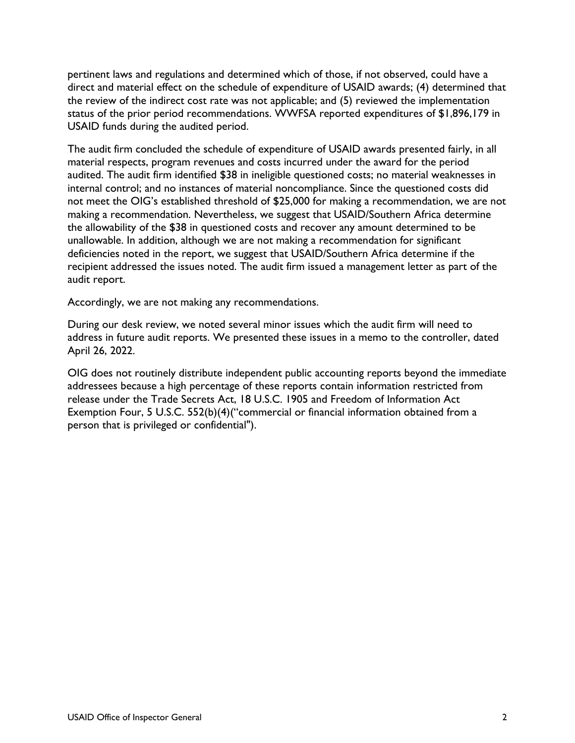pertinent laws and regulations and determined which of those, if not observed, could have a direct and material effect on the schedule of expenditure of USAID awards; (4) determined that the review of the indirect cost rate was not applicable; and (5) reviewed the implementation status of the prior period recommendations. WWFSA reported expenditures of $1,896,179 in USAID funds during the audited period.

The audit firm concluded the schedule of expenditure of USAID awards presented fairly, in all material respects, program revenues and costs incurred under the award for the period audited. The audit firm identified $38 in ineligible questioned costs; no material weaknesses in internal control; and no instances of material noncompliance. Since the questioned costs did not meet the OIG's established threshold of $25,000 for making a recommendation, we are not making a recommendation. Nevertheless, we suggest that USAID/Southern Africa determine the allowability of the $38 in questioned costs and recover any amount determined to be unallowable. In addition, although we are not making a recommendation for significant deficiencies noted in the report, we suggest that USAID/Southern Africa determine if the recipient addressed the issues noted. The audit firm issued a management letter as part of the audit report.

Accordingly, we are not making any recommendations.

During our desk review, we noted several minor issues which the audit firm will need to address in future audit reports. We presented these issues in a memo to the controller, dated April 26, 2022.

OIG does not routinely distribute independent public accounting reports beyond the immediate addressees because a high percentage of these reports contain information restricted from release under the Trade Secrets Act, 18 U.S.C. 1905 and Freedom of Information Act Exemption Four, 5 U.S.C. 552(b)(4)("commercial or financial information obtained from a person that is privileged or confidential").